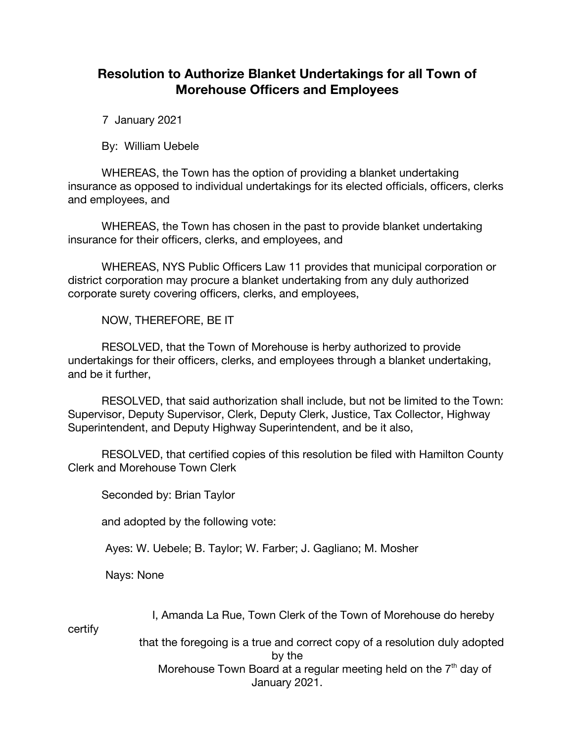# Resolution to Authorize Blanket Undertakings for all Town of Morehouse Officers and Employees

7 January 2021

By: William Uebele

WHEREAS, the Town has the option of providing a blanket undertaking insurance as opposed to individual undertakings for its elected officials, officers, clerks and employees, and

WHEREAS, the Town has chosen in the past to provide blanket undertaking insurance for their officers, clerks, and employees, and

WHEREAS, NYS Public Officers Law 11 provides that municipal corporation or district corporation may procure a blanket undertaking from any duly authorized corporate surety covering officers, clerks, and employees,

NOW, THEREFORE, BE IT

RESOLVED, that the Town of Morehouse is herby authorized to provide undertakings for their officers, clerks, and employees through a blanket undertaking, and be it further,

RESOLVED, that said authorization shall include, but not be limited to the Town: Supervisor, Deputy Supervisor, Clerk, Deputy Clerk, Justice, Tax Collector, Highway Superintendent, and Deputy Highway Superintendent, and be it also,

RESOLVED, that certified copies of this resolution be filed with Hamilton County Clerk and Morehouse Town Clerk

Seconded by: Brian Taylor

and adopted by the following vote:

Ayes: W. Uebele; B. Taylor; W. Farber; J. Gagliano; M. Mosher

Nays: None

I, Amanda La Rue, Town Clerk of the Town of Morehouse do hereby certify that the foregoing is a true and correct copy of a resolution duly adopted by the Morehouse Town Board at a regular meeting held on the 7th day of January 2021.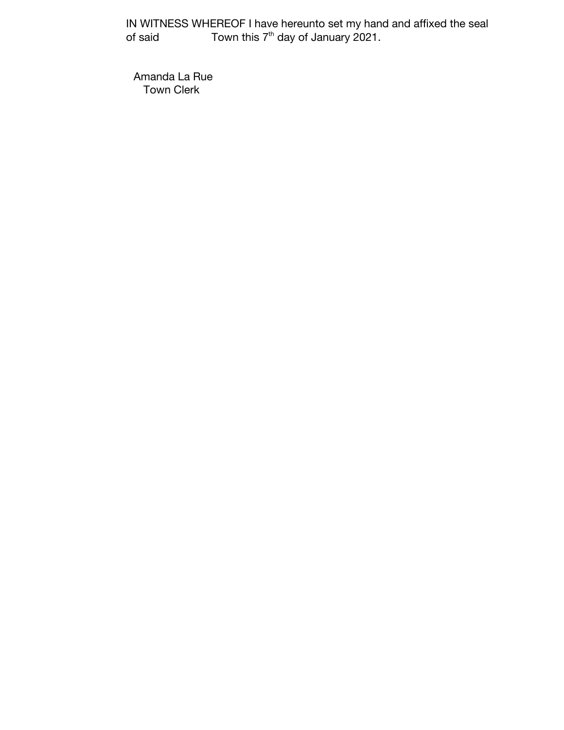IN WITNESS WHEREOF I have hereunto set my hand and affixed the seal of said Town this 7th day of January 2021.

Amanda La Rue
Town Clerk